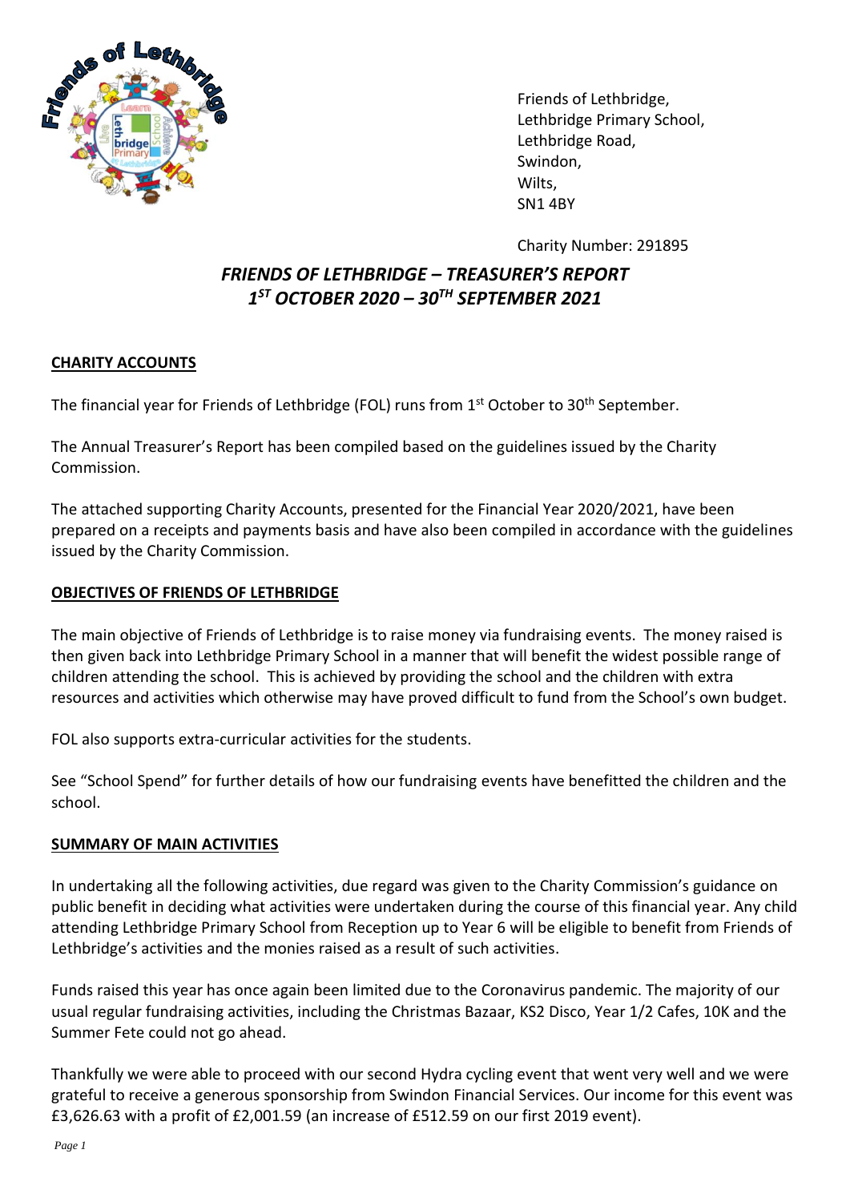Friends of Lethbridge,
Lethbridge Primary School,
Lethbridge Road,
Swindon,
Wilts,
SN1 4BY

Charity Number: 291895

# *FRIENDS OF LETHBRIDGE – TREASURER'S REPORT 1ST OCTOBER 2020 – 30TH SEPTEMBER 2021*

## CHARITY ACCOUNTS

The financial year for Friends of Lethbridge (FOL) runs from 1st October to 30th September.

The Annual Treasurer's Report has been compiled based on the guidelines issued by the Charity Commission.

The attached supporting Charity Accounts, presented for the Financial Year 2020/2021, have been prepared on a receipts and payments basis and have also been compiled in accordance with the guidelines issued by the Charity Commission.

## OBJECTIVES OF FRIENDS OF LETHBRIDGE

The main objective of Friends of Lethbridge is to raise money via fundraising events. The money raised is then given back into Lethbridge Primary School in a manner that will benefit the widest possible range of children attending the school. This is achieved by providing the school and the children with extra resources and activities which otherwise may have proved difficult to fund from the School's own budget.

FOL also supports extra-curricular activities for the students.

See "School Spend" for further details of how our fundraising events have benefitted the children and the school.

## SUMMARY OF MAIN ACTIVITIES

In undertaking all the following activities, due regard was given to the Charity Commission's guidance on public benefit in deciding what activities were undertaken during the course of this financial year. Any child attending Lethbridge Primary School from Reception up to Year 6 will be eligible to benefit from Friends of Lethbridge's activities and the monies raised as a result of such activities.

Funds raised this year has once again been limited due to the Coronavirus pandemic. The majority of our usual regular fundraising activities, including the Christmas Bazaar, KS2 Disco, Year 1/2 Cafes, 10K and the Summer Fete could not go ahead.

Thankfully we were able to proceed with our second Hydra cycling event that went very well and we were grateful to receive a generous sponsorship from Swindon Financial Services. Our income for this event was £3,626.63 with a profit of £2,001.59 (an increase of £512.59 on our first 2019 event).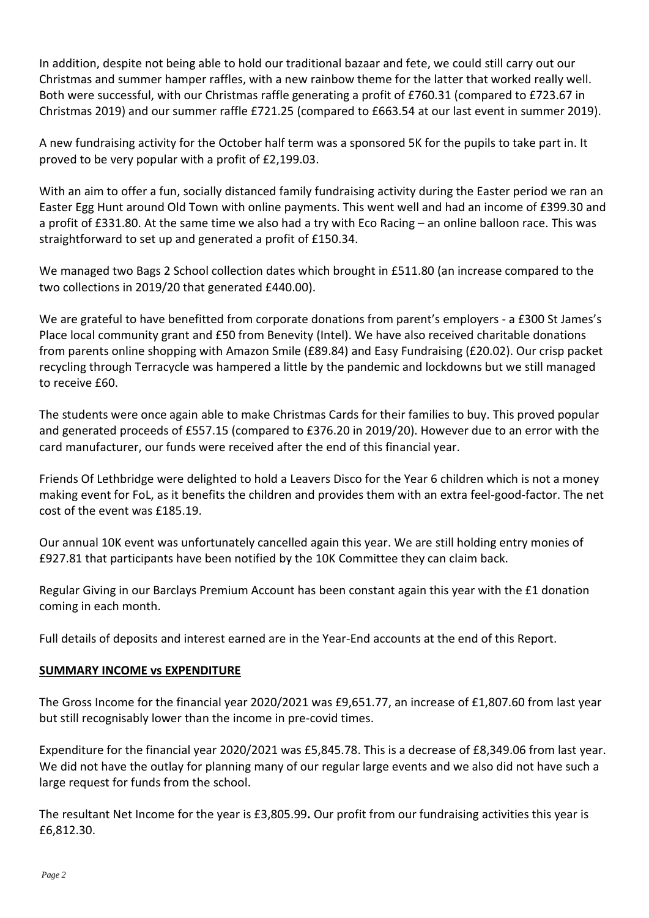In addition, despite not being able to hold our traditional bazaar and fete, we could still carry out our Christmas and summer hamper raffles, with a new rainbow theme for the latter that worked really well. Both were successful, with our Christmas raffle generating a profit of £760.31 (compared to £723.67 in Christmas 2019) and our summer raffle £721.25 (compared to £663.54 at our last event in summer 2019).

A new fundraising activity for the October half term was a sponsored 5K for the pupils to take part in. It proved to be very popular with a profit of £2,199.03.

With an aim to offer a fun, socially distanced family fundraising activity during the Easter period we ran an Easter Egg Hunt around Old Town with online payments. This went well and had an income of £399.30 and a profit of £331.80. At the same time we also had a try with Eco Racing – an online balloon race. This was straightforward to set up and generated a profit of £150.34.

We managed two Bags 2 School collection dates which brought in £511.80 (an increase compared to the two collections in 2019/20 that generated £440.00).

We are grateful to have benefitted from corporate donations from parent's employers - a £300 St James's Place local community grant and £50 from Benevity (Intel). We have also received charitable donations from parents online shopping with Amazon Smile (£89.84) and Easy Fundraising (£20.02). Our crisp packet recycling through Terracycle was hampered a little by the pandemic and lockdowns but we still managed to receive £60.

The students were once again able to make Christmas Cards for their families to buy. This proved popular and generated proceeds of £557.15 (compared to £376.20 in 2019/20). However due to an error with the card manufacturer, our funds were received after the end of this financial year.

Friends Of Lethbridge were delighted to hold a Leavers Disco for the Year 6 children which is not a money making event for FoL, as it benefits the children and provides them with an extra feel-good-factor. The net cost of the event was £185.19.

Our annual 10K event was unfortunately cancelled again this year. We are still holding entry monies of £927.81 that participants have been notified by the 10K Committee they can claim back.

Regular Giving in our Barclays Premium Account has been constant again this year with the £1 donation coming in each month.

Full details of deposits and interest earned are in the Year-End accounts at the end of this Report.

## SUMMARY INCOME vs EXPENDITURE

The Gross Income for the financial year 2020/2021 was £9,651.77, an increase of £1,807.60 from last year but still recognisably lower than the income in pre-covid times.

Expenditure for the financial year 2020/2021 was £5,845.78. This is a decrease of £8,349.06 from last year. We did not have the outlay for planning many of our regular large events and we also did not have such a large request for funds from the school.

The resultant Net Income for the year is £3,805.99**.** Our profit from our fundraising activities this year is £6,812.30.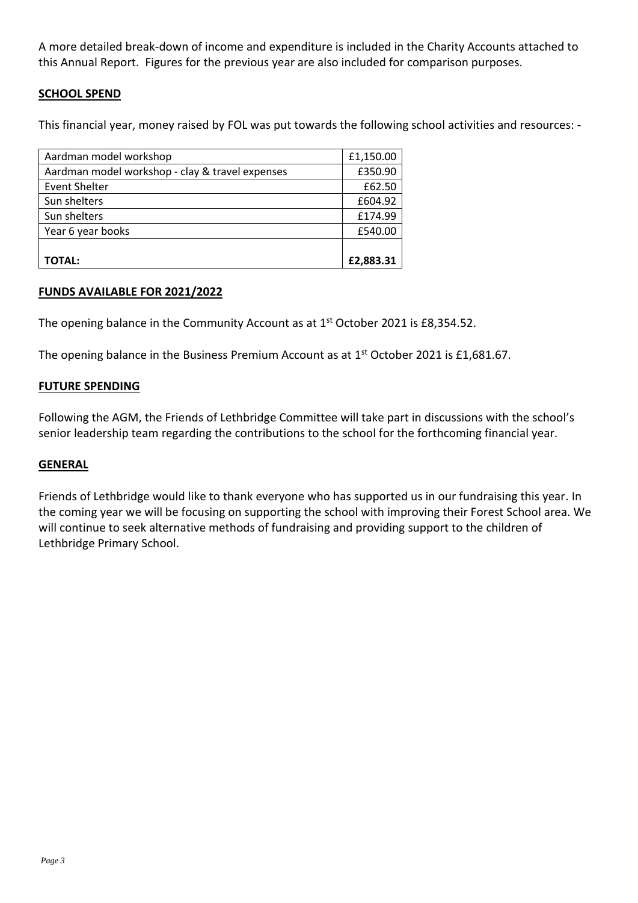A more detailed break-down of income and expenditure is included in the Charity Accounts attached to this Annual Report. Figures for the previous year are also included for comparison purposes.

## SCHOOL SPEND

This financial year, money raised by FOL was put towards the following school activities and resources: -

| | |
|---|---|
| Aardman model workshop | £1,150.00 |
| Aardman model workshop - clay & travel expenses | £350.90 |
| Event Shelter | £62.50 |
| Sun shelters | £604.92 |
| Sun shelters | £174.99 |
| Year 6 year books | £540.00 |
| **TOTAL:** | **£2,883.31** |

## FUNDS AVAILABLE FOR 2021/2022

The opening balance in the Community Account as at 1st October 2021 is £8,354.52.

The opening balance in the Business Premium Account as at 1st October 2021 is £1,681.67.

## FUTURE SPENDING

Following the AGM, the Friends of Lethbridge Committee will take part in discussions with the school's senior leadership team regarding the contributions to the school for the forthcoming financial year.

## GENERAL

Friends of Lethbridge would like to thank everyone who has supported us in our fundraising this year. In the coming year we will be focusing on supporting the school with improving their Forest School area. We will continue to seek alternative methods of fundraising and providing support to the children of Lethbridge Primary School.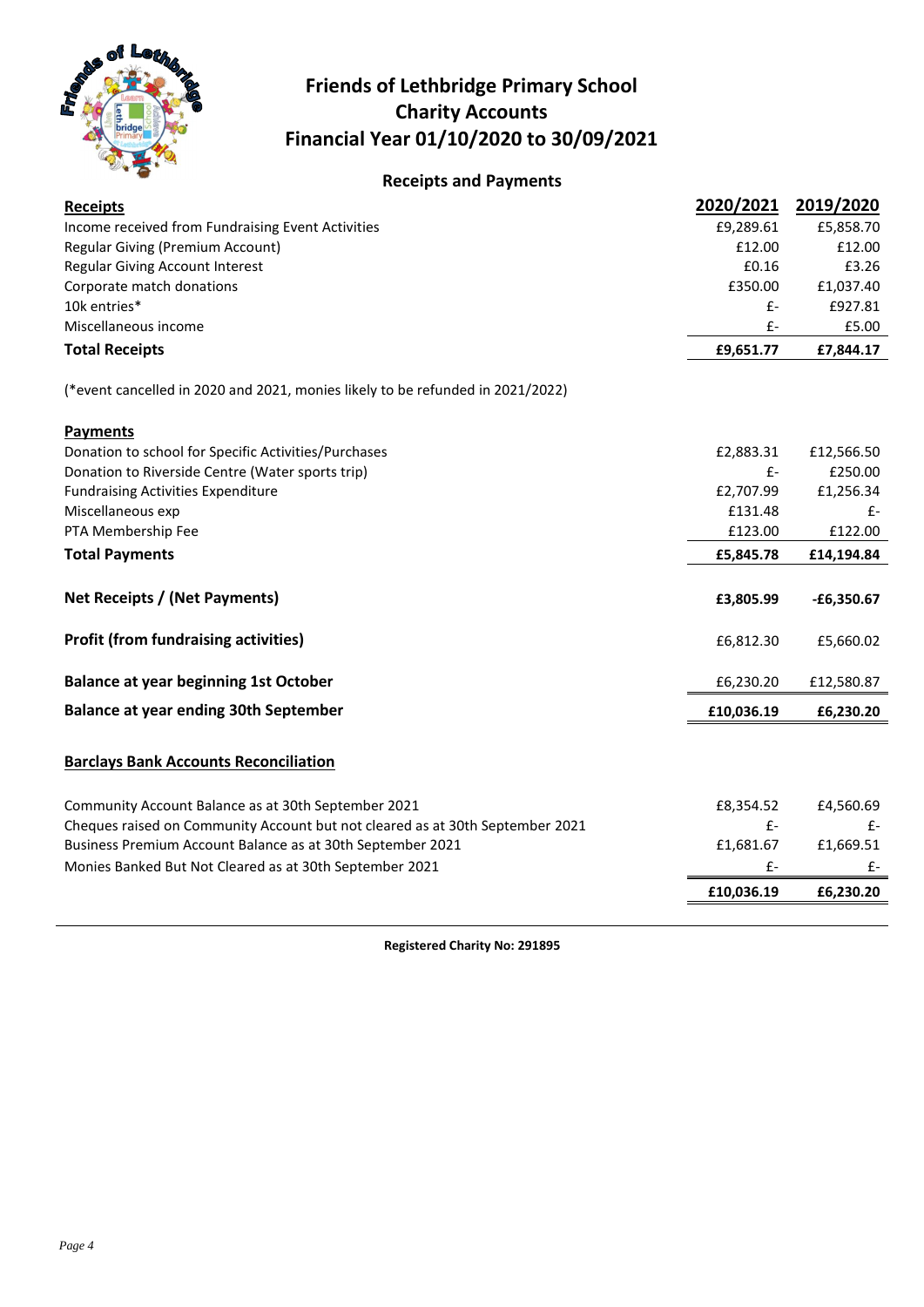# Friends of Lethbridge Primary School
## Charity Accounts
## Financial Year 01/10/2020 to 30/09/2021

### Receipts and Payments

| Receipts | 2020/2021 | 2019/2020 |
|---|---|---|
| Income received from Fundraising Event Activities | £9,289.61 | £5,858.70 |
| Regular Giving (Premium Account) | £12.00 | £12.00 |
| Regular Giving Account Interest | £0.16 | £3.26 |
| Corporate match donations | £350.00 | £1,037.40 |
| 10k entries* | £- | £927.81 |
| Miscellaneous income | £- | £5.00 |
| **Total Receipts** | **£9,651.77** | **£7,844.17** |

(*event cancelled in 2020 and 2021, monies likely to be refunded in 2021/2022)

| Payments | 2020/2021 | 2019/2020 |
|---|---|---|
| Donation to school for Specific Activities/Purchases | £2,883.31 | £12,566.50 |
| Donation to Riverside Centre (Water sports trip) | £- | £250.00 |
| Fundraising Activities Expenditure | £2,707.99 | £1,256.34 |
| Miscellaneous exp | £131.48 | £- |
| PTA Membership Fee | £123.00 | £122.00 |
| **Total Payments** | **£5,845.78** | **£14,194.84** |
| **Net Receipts / (Net Payments)** | **£3,805.99** | **-£6,350.67** |
| **Profit (from fundraising activities)** | £6,812.30 | £5,660.02 |
| **Balance at year beginning 1st October** | £6,230.20 | £12,580.87 |
| **Balance at year ending 30th September** | **£10,036.19** | **£6,230.20** |

**Barclays Bank Accounts Reconciliation**

| | | |
|---|---|---|
| Community Account Balance as at 30th September 2021 | £8,354.52 | £4,560.69 |
| Cheques raised on Community Account but not cleared as at 30th September 2021 | £- | £- |
| Business Premium Account Balance as at 30th September 2021 | £1,681.67 | £1,669.51 |
| Monies Banked But Not Cleared as at 30th September 2021 | £- | £- |
| | **£10,036.19** | **£6,230.20** |

**Registered Charity No: 291895**